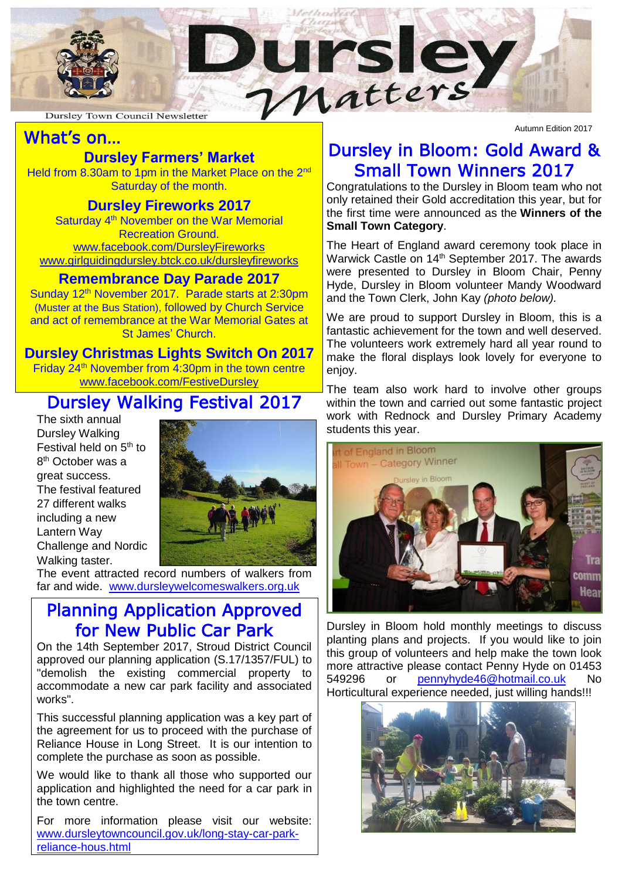# Dursley Matters

Dursley Town Council Newsletter

Autumn Edition 2017

## What's on…

### Dursley Farmers' Market

Held from 8.30am to 1pm in the Market Place on the 2nd Saturday of the month.

### Dursley Fireworks 2017

Saturday 4th November on the War Memorial Recreation Ground.
www.facebook.com/DursleyFireworks
www.girlguidingdursley.btck.co.uk/dursleyfireworks

### Remembrance Day Parade 2017

Sunday 12th November 2017. Parade starts at 2:30pm (Muster at the Bus Station), followed by Church Service and act of remembrance at the War Memorial Gates at St James' Church.

### Dursley Christmas Lights Switch On 2017

Friday 24th November from 4:30pm in the town centre
www.facebook.com/FestiveDursley

## Dursley Walking Festival 2017

The sixth annual Dursley Walking Festival held on 5th to 8th October was a great success. The festival featured 27 different walks including a new Lantern Way Challenge and Nordic Walking taster. The event attracted record numbers of walkers from far and wide. www.dursleywelcomeswalkers.org.uk

## Planning Application Approved for New Public Car Park

On the 14th September 2017, Stroud District Council approved our planning application (S.17/1357/FUL) to "demolish the existing commercial property to accommodate a new car park facility and associated works".

This successful planning application was a key part of the agreement for us to proceed with the purchase of Reliance House in Long Street. It is our intention to complete the purchase as soon as possible.

We would like to thank all those who supported our application and highlighted the need for a car park in the town centre.

For more information please visit our website: www.dursleytowncouncil.gov.uk/long-stay-car-park-reliance-hous.html

## Dursley in Bloom: Gold Award & Small Town Winners 2017

Congratulations to the Dursley in Bloom team who not only retained their Gold accreditation this year, but for the first time were announced as the **Winners of the Small Town Category**.

The Heart of England award ceremony took place in Warwick Castle on 14th September 2017. The awards were presented to Dursley in Bloom Chair, Penny Hyde, Dursley in Bloom volunteer Mandy Woodward and the Town Clerk, John Kay *(photo below)*.

We are proud to support Dursley in Bloom, this is a fantastic achievement for the town and well deserved. The volunteers work extremely hard all year round to make the floral displays look lovely for everyone to enjoy.

The team also work hard to involve other groups within the town and carried out some fantastic project work with Rednock and Dursley Primary Academy students this year.

Dursley in Bloom hold monthly meetings to discuss planting plans and projects. If you would like to join this group of volunteers and help make the town look more attractive please contact Penny Hyde on 01453 549296 or pennyhyde46@hotmail.co.uk No Horticultural experience needed, just willing hands!!!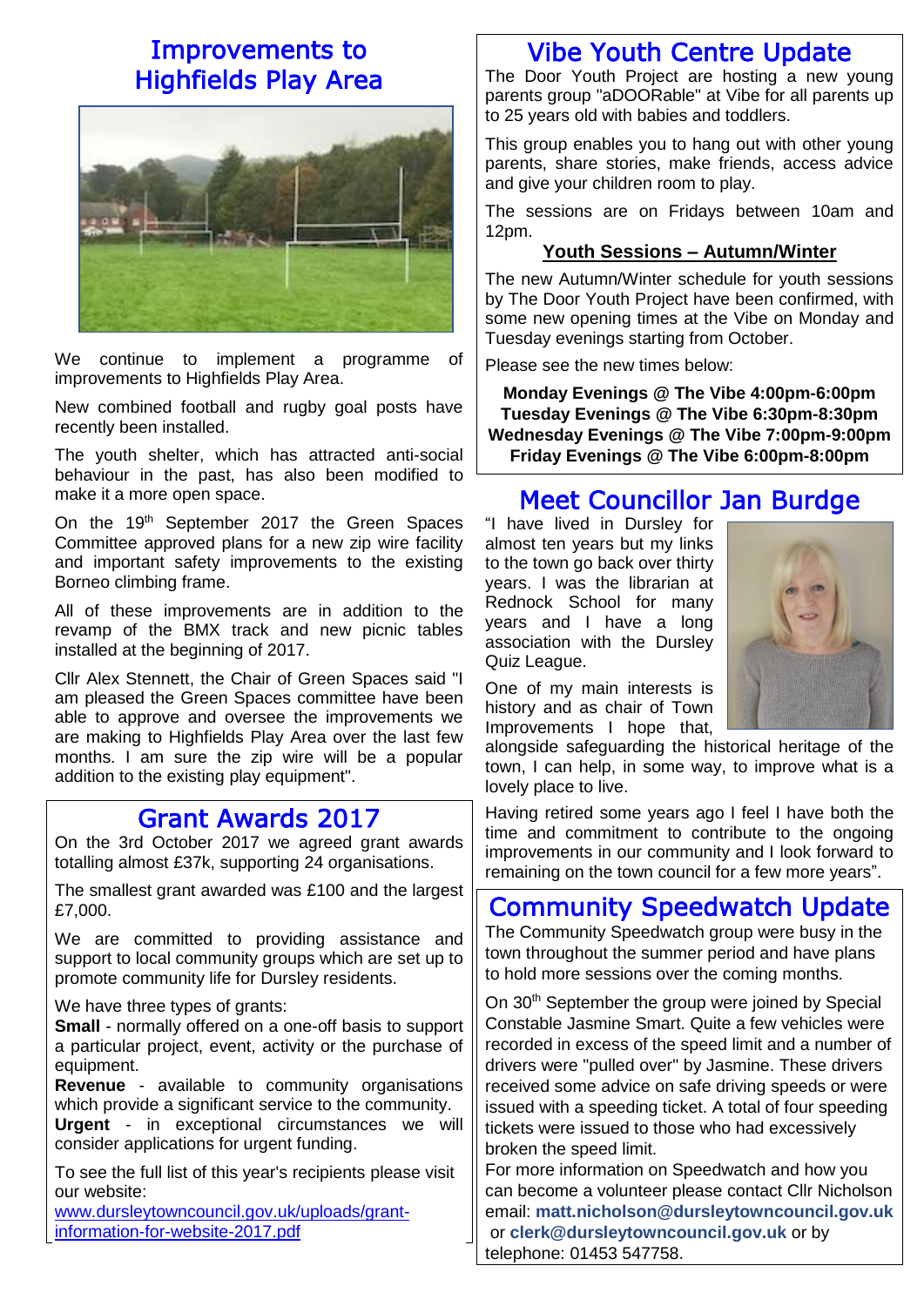# Improvements to Highfields Play Area

We continue to implement a programme of improvements to Highfields Play Area.

New combined football and rugby goal posts have recently been installed.

The youth shelter, which has attracted anti-social behaviour in the past, has also been modified to make it a more open space.

On the 19th September 2017 the Green Spaces Committee approved plans for a new zip wire facility and important safety improvements to the existing Borneo climbing frame.

All of these improvements are in addition to the revamp of the BMX track and new picnic tables installed at the beginning of 2017.

Cllr Alex Stennett, the Chair of Green Spaces said "I am pleased the Green Spaces committee have been able to approve and oversee the improvements we are making to Highfields Play Area over the last few months. I am sure the zip wire will be a popular addition to the existing play equipment".

# Grant Awards 2017

On the 3rd October 2017 we agreed grant awards totalling almost £37k, supporting 24 organisations.

The smallest grant awarded was £100 and the largest £7,000.

We are committed to providing assistance and support to local community groups which are set up to promote community life for Dursley residents.

We have three types of grants:

**Small** - normally offered on a one-off basis to support a particular project, event, activity or the purchase of equipment.

**Revenue** - available to community organisations which provide a significant service to the community.

**Urgent** - in exceptional circumstances we will consider applications for urgent funding.

To see the full list of this year's recipients please visit our website:
www.dursleytowncouncil.gov.uk/uploads/grant-information-for-website-2017.pdf

# Vibe Youth Centre Update

The Door Youth Project are hosting a new young parents group "aDOORable" at Vibe for all parents up to 25 years old with babies and toddlers.

This group enables you to hang out with other young parents, share stories, make friends, access advice and give your children room to play.

The sessions are on Fridays between 10am and 12pm.

## Youth Sessions – Autumn/Winter

The new Autumn/Winter schedule for youth sessions by The Door Youth Project have been confirmed, with some new opening times at the Vibe on Monday and Tuesday evenings starting from October.

Please see the new times below:

**Monday Evenings @ The Vibe 4:00pm-6:00pm**
**Tuesday Evenings @ The Vibe 6:30pm-8:30pm**
**Wednesday Evenings @ The Vibe 7:00pm-9:00pm**
**Friday Evenings @ The Vibe 6:00pm-8:00pm**

# Meet Councillor Jan Burdge

"I have lived in Dursley for almost ten years but my links to the town go back over thirty years. I was the librarian at Rednock School for many years and I have a long association with the Dursley Quiz League.

One of my main interests is history and as chair of Town Improvements I hope that, alongside safeguarding the historical heritage of the town, I can help, in some way, to improve what is a lovely place to live.

Having retired some years ago I feel I have both the time and commitment to contribute to the ongoing improvements in our community and I look forward to remaining on the town council for a few more years".

# Community Speedwatch Update

The Community Speedwatch group were busy in the town throughout the summer period and have plans to hold more sessions over the coming months.

On 30th September the group were joined by Special Constable Jasmine Smart. Quite a few vehicles were recorded in excess of the speed limit and a number of drivers were "pulled over" by Jasmine. These drivers received some advice on safe driving speeds or were issued with a speeding ticket. A total of four speeding tickets were issued to those who had excessively broken the speed limit.

For more information on Speedwatch and how you can become a volunteer please contact Cllr Nicholson email: **matt.nicholson@dursleytowncouncil.gov.uk** or **clerk@dursleytowncouncil.gov.uk** or by telephone: 01453 547758.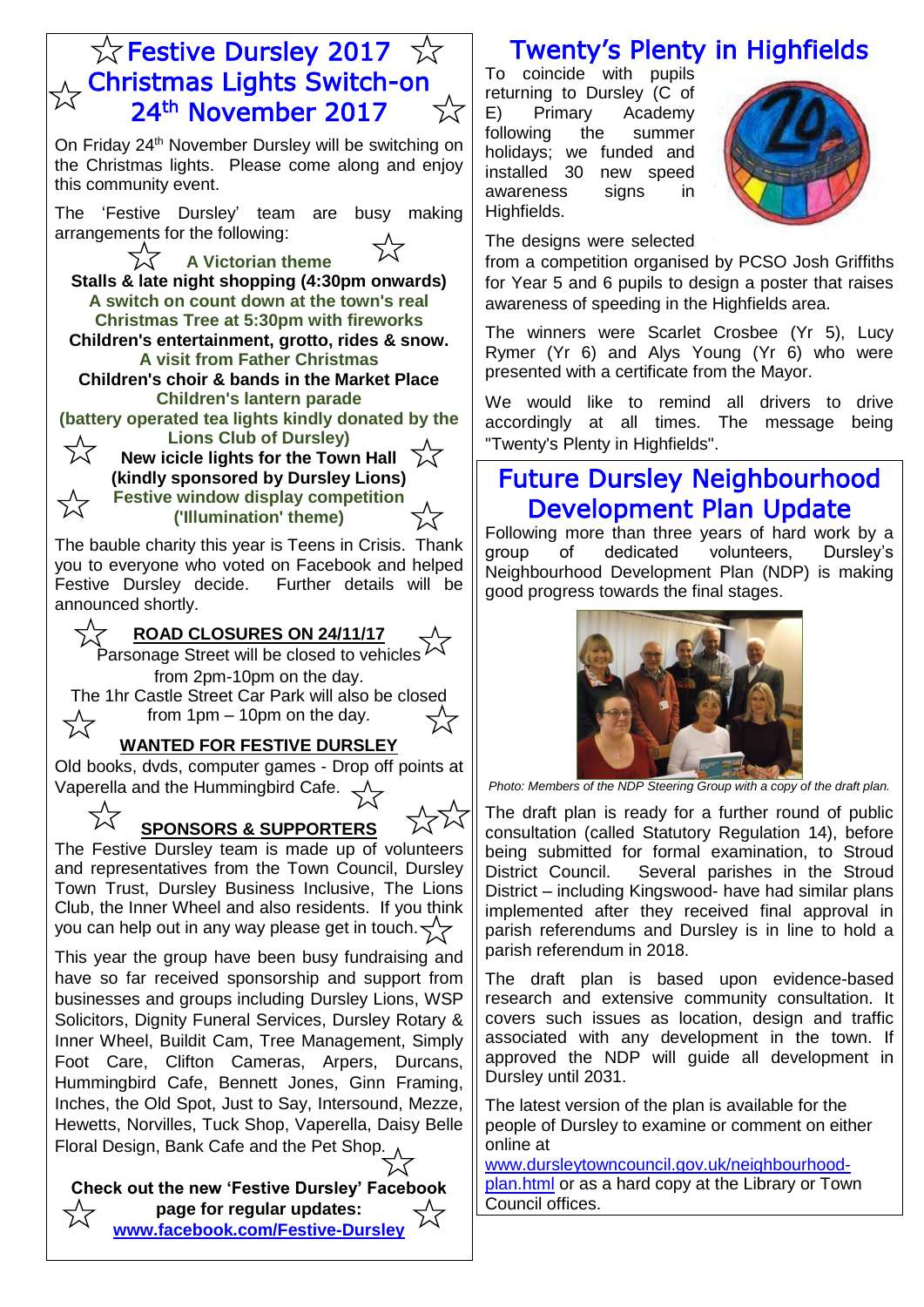# Festive Dursley 2017 Christmas Lights Switch-on 24th November 2017

On Friday 24th November Dursley will be switching on the Christmas lights. Please come along and enjoy this community event.

The 'Festive Dursley' team are busy making arrangements for the following:

**A Victorian theme**
**Stalls & late night shopping (4:30pm onwards)**
**A switch on count down at the town's real Christmas Tree at 5:30pm with fireworks**
**Children's entertainment, grotto, rides & snow.**
**A visit from Father Christmas**
**Children's choir & bands in the Market Place**
**Children's lantern parade**
**(battery operated tea lights kindly donated by the Lions Club of Dursley)**
**New icicle lights for the Town Hall (kindly sponsored by Dursley Lions)**
**Festive window display competition ('Illumination' theme)**

The bauble charity this year is Teens in Crisis. Thank you to everyone who voted on Facebook and helped Festive Dursley decide. Further details will be announced shortly.

**ROAD CLOSURES ON 24/11/17**

Parsonage Street will be closed to vehicles from 2pm-10pm on the day.
The 1hr Castle Street Car Park will also be closed from 1pm – 10pm on the day.

**WANTED FOR FESTIVE DURSLEY**

Old books, dvds, computer games - Drop off points at Vaperella and the Hummingbird Cafe.

**SPONSORS & SUPPORTERS**

The Festive Dursley team is made up of volunteers and representatives from the Town Council, Dursley Town Trust, Dursley Business Inclusive, The Lions Club, the Inner Wheel and also residents. If you think you can help out in any way please get in touch.

This year the group have been busy fundraising and have so far received sponsorship and support from businesses and groups including Dursley Lions, WSP Solicitors, Dignity Funeral Services, Dursley Rotary & Inner Wheel, Buildit Cam, Tree Management, Simply Foot Care, Clifton Cameras, Arpers, Durcans, Hummingbird Cafe, Bennett Jones, Ginn Framing, Inches, the Old Spot, Just to Say, Intersound, Mezze, Hewetts, Norvilles, Tuck Shop, Vaperella, Daisy Belle Floral Design, Bank Cafe and the Pet Shop.

**Check out the new 'Festive Dursley' Facebook page for regular updates:**
**www.facebook.com/Festive-Dursley**

# Twenty's Plenty in Highfields

To coincide with pupils returning to Dursley (C of E) Primary Academy following the summer holidays; we funded and installed 30 new speed awareness signs in Highfields.

The designs were selected from a competition organised by PCSO Josh Griffiths for Year 5 and 6 pupils to design a poster that raises awareness of speeding in the Highfields area.

The winners were Scarlet Crosbee (Yr 5), Lucy Rymer (Yr 6) and Alys Young (Yr 6) who were presented with a certificate from the Mayor.

We would like to remind all drivers to drive accordingly at all times. The message being "Twenty's Plenty in Highfields".

# Future Dursley Neighbourhood Development Plan Update

Following more than three years of hard work by a group of dedicated volunteers, Dursley's Neighbourhood Development Plan (NDP) is making good progress towards the final stages.

*Photo: Members of the NDP Steering Group with a copy of the draft plan.*

The draft plan is ready for a further round of public consultation (called Statutory Regulation 14), before being submitted for formal examination, to Stroud District Council. Several parishes in the Stroud District – including Kingswood- have had similar plans implemented after they received final approval in parish referendums and Dursley is in line to hold a parish referendum in 2018.

The draft plan is based upon evidence-based research and extensive community consultation. It covers such issues as location, design and traffic associated with any development in the town. If approved the NDP will guide all development in Dursley until 2031.

The latest version of the plan is available for the people of Dursley to examine or comment on either online at www.dursleytowncouncil.gov.uk/neighbourhood-plan.html or as a hard copy at the Library or Town Council offices.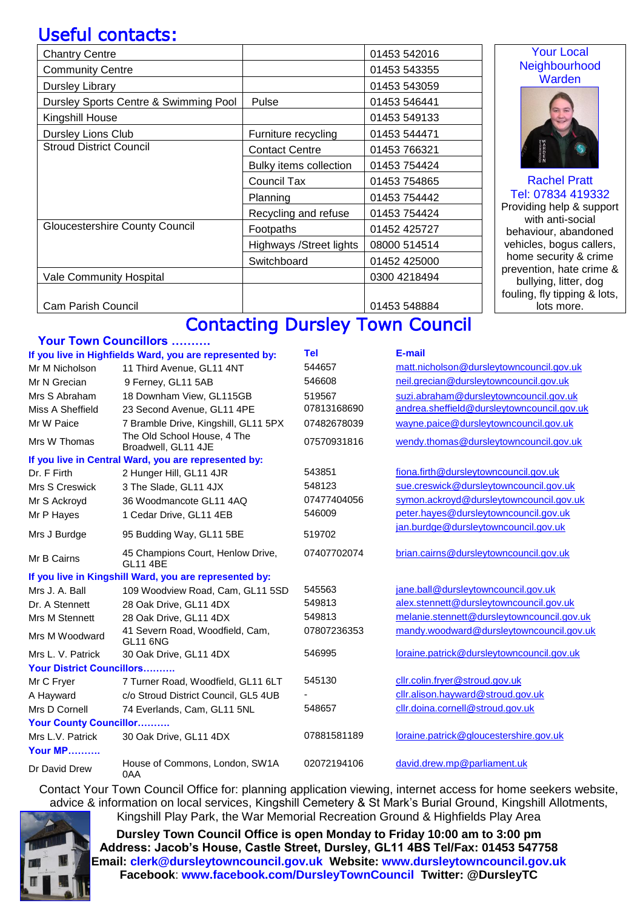## Useful contacts:

| | | |
|---|---|---|
| Chantry Centre | | 01453 542016 |
| Community Centre | | 01453 543355 |
| Dursley Library | | 01453 543059 |
| Dursley Sports Centre & Swimming Pool | Pulse | 01453 546441 |
| Kingshill House | | 01453 549133 |
| Dursley Lions Club | Furniture recycling | 01453 544471 |
| Stroud District Council | Contact Centre | 01453 766321 |
| | Bulky items collection | 01453 754424 |
| | Council Tax | 01453 754865 |
| | Planning | 01453 754442 |
| | Recycling and refuse | 01453 754424 |
| Gloucestershire County Council | Footpaths | 01452 425727 |
| | Highways /Street lights | 08000 514514 |
| | Switchboard | 01452 425000 |
| Vale Community Hospital | | 0300 4218494 |
| Cam Parish Council | | 01453 548884 |

**Your Local Neighbourhood Warden**

Rachel Pratt
Tel: 07834 419332

Providing help & support with anti-social behaviour, abandoned vehicles, bogus callers, home security & crime prevention, hate crime & bullying, litter, dog fouling, fly tipping & lots, lots more.

## Contacting Dursley Town Council

### Your Town Councillors ……….

| | | Tel | E-mail |
|---|---|---|---|
| **If you live in Highfields Ward, you are represented by:** | | | |
| Mr M Nicholson | 11 Third Avenue, GL11 4NT | 544657 | matt.nicholson@dursleytowncouncil.gov.uk |
| Mr N Grecian | 9 Ferney, GL11 5AB | 546608 | neil.grecian@dursleytowncouncil.gov.uk |
| Mrs S Abraham | 18 Downham View, GL115GB | 519567 | suzi.abraham@dursleytowncouncil.gov.uk |
| Miss A Sheffield | 23 Second Avenue, GL11 4PE | 07813168690 | andrea.sheffield@dursleytowncouncil.gov.uk |
| Mr W Paice | 7 Bramble Drive, Kingshill, GL11 5PX | 07482678039 | wayne.paice@dursleytowncouncil.gov.uk |
| Mrs W Thomas | The Old School House, 4 The Broadwell, GL11 4JE | 07570931816 | wendy.thomas@dursleytowncouncil.gov.uk |
| **If you live in Central Ward, you are represented by:** | | | |
| Dr. F Firth | 2 Hunger Hill, GL11 4JR | 543851 | fiona.firth@dursleytowncouncil.gov.uk |
| Mrs S Creswick | 3 The Slade, GL11 4JX | 548123 | sue.creswick@dursleytowncouncil.gov.uk |
| Mr S Ackroyd | 36 Woodmancote GL11 4AQ | 07477404056 | symon.ackroyd@dursleytowncouncil.gov.uk |
| Mr P Hayes | 1 Cedar Drive, GL11 4EB | 546009 | peter.hayes@dursleytowncouncil.gov.uk |
| Mrs J Burdge | 95 Budding Way, GL11 5BE | 519702 | jan.burdge@dursleytowncouncil.gov.uk |
| Mr B Cairns | 45 Champions Court, Henlow Drive, GL11 4BE | 07407702074 | brian.cairns@dursleytowncouncil.gov.uk |
| **If you live in Kingshill Ward, you are represented by:** | | | |
| Mrs J. A. Ball | 109 Woodview Road, Cam, GL11 5SD | 545563 | jane.ball@dursleytowncouncil.gov.uk |
| Dr. A Stennett | 28 Oak Drive, GL11 4DX | 549813 | alex.stennett@dursleytowncouncil.gov.uk |
| Mrs M Stennett | 28 Oak Drive, GL11 4DX | 549813 | melanie.stennett@dursleytowncouncil.gov.uk |
| Mrs M Woodward | 41 Severn Road, Woodfield, Cam, GL11 6NG | 07807236353 | mandy.woodward@dursleytowncouncil.gov.uk |
| Mrs L. V. Patrick | 30 Oak Drive, GL11 4DX | 546995 | loraine.patrick@dursleytowncouncil.gov.uk |
| **Your District Councillors……….** | | | |
| Mr C Fryer | 7 Turner Road, Woodfield, GL11 6LT | 545130 | cllr.colin.fryer@stroud.gov.uk |
| A Hayward | c/o Stroud District Council, GL5 4UB | - | cllr.alison.hayward@stroud.gov.uk |
| Mrs D Cornell | 74 Everlands, Cam, GL11 5NL | 548657 | cllr.doina.cornell@stroud.gov.uk |
| **Your County Councillor……….** | | | |
| Mrs L.V. Patrick | 30 Oak Drive, GL11 4DX | 07881581189 | loraine.patrick@gloucestershire.gov.uk |
| **Your MP……….** | | | |
| Dr David Drew | House of Commons, London, SW1A 0AA | 02072194106 | david.drew.mp@parliament.uk |

Contact Your Town Council Office for: planning application viewing, internet access for home seekers website, advice & information on local services, Kingshill Cemetery & St Mark's Burial Ground, Kingshill Allotments, Kingshill Play Park, the War Memorial Recreation Ground & Highfields Play Area

**Dursley Town Council Office is open Monday to Friday 10:00 am to 3:00 pm**
**Address: Jacob's House, Castle Street, Dursley, GL11 4BS Tel/Fax: 01453 547758**
**Email: clerk@dursleytowncouncil.gov.uk Website: www.dursleytowncouncil.gov.uk**
**Facebook: www.facebook.com/DursleyTownCouncil Twitter: @DursleyTC**